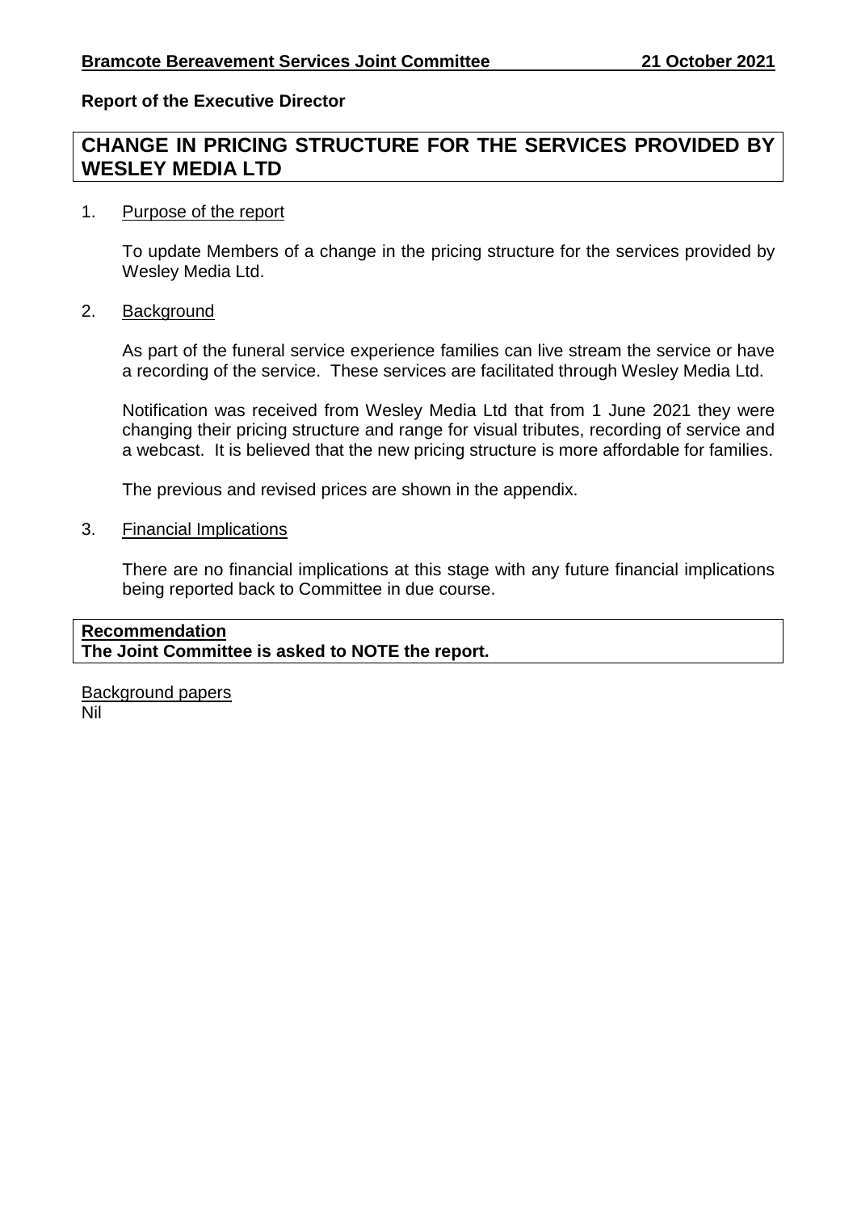**Bramcote Bereavement Services Joint Committee 21 October 2021**

**Report of the Executive Director**

# CHANGE IN PRICING STRUCTURE FOR THE SERVICES PROVIDED BY WESLEY MEDIA LTD

1. Purpose of the report

   To update Members of a change in the pricing structure for the services provided by Wesley Media Ltd.

2. Background

   As part of the funeral service experience families can live stream the service or have a recording of the service. These services are facilitated through Wesley Media Ltd.

   Notification was received from Wesley Media Ltd that from 1 June 2021 they were changing their pricing structure and range for visual tributes, recording of service and a webcast. It is believed that the new pricing structure is more affordable for families.

   The previous and revised prices are shown in the appendix.

3. Financial Implications

   There are no financial implications at this stage with any future financial implications being reported back to Committee in due course.

**Recommendation**
**The Joint Committee is asked to NOTE the report.**

Background papers
Nil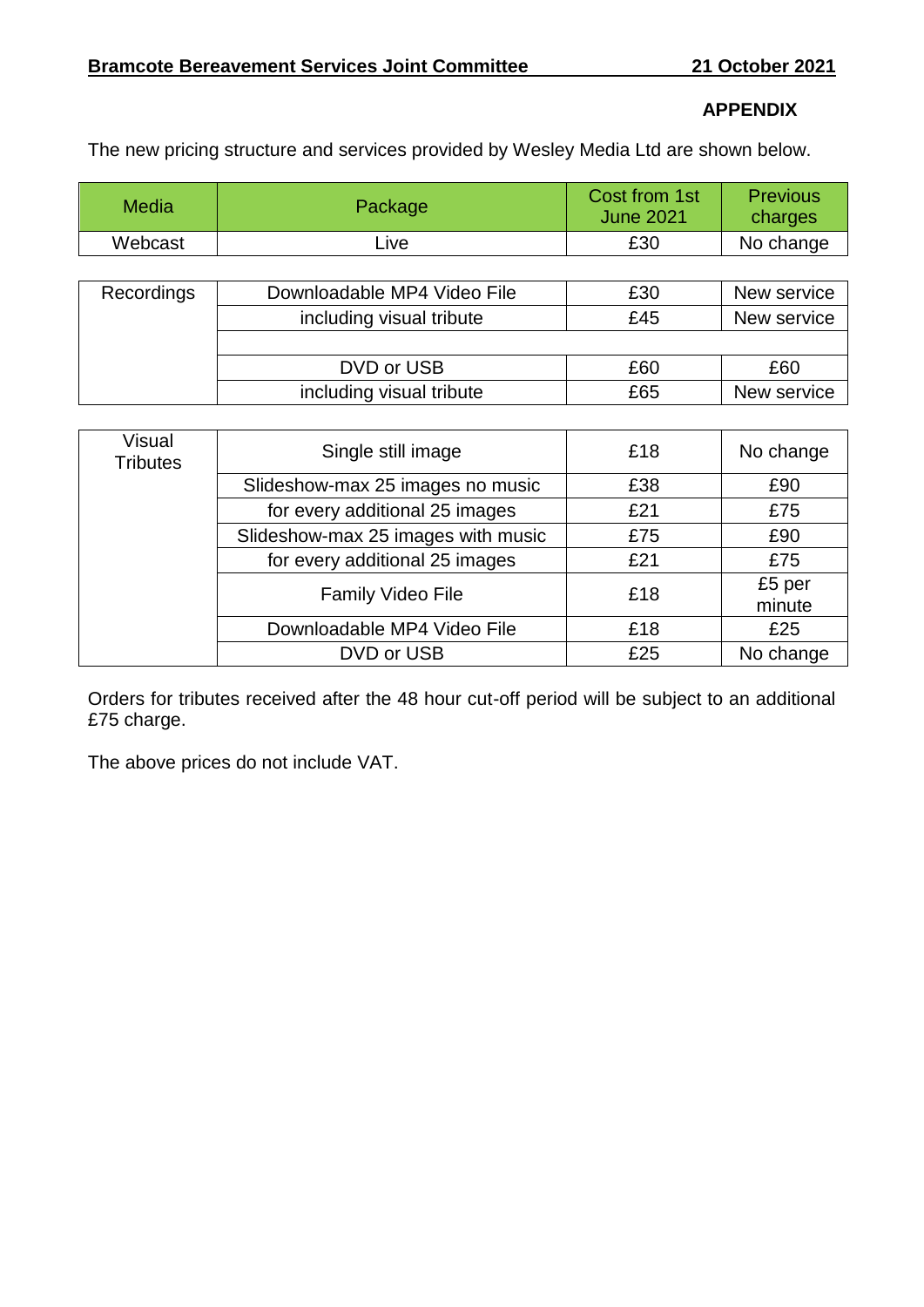**APPENDIX**

The new pricing structure and services provided by Wesley Media Ltd are shown below.

| Media | Package | Cost from 1st June 2021 | Previous charges |
|---|---|---|---|
| Webcast | Live | £30 | No change |

| | | | |
|---|---|---|---|
| Recordings | Downloadable MP4 Video File | £30 | New service |
| | including visual tribute | £45 | New service |
| | | | |
| | DVD or USB | £60 | £60 |
| | including visual tribute | £65 | New service |

| | | | |
|---|---|---|---|
| Visual Tributes | Single still image | £18 | No change |
| | Slideshow-max 25 images no music | £38 | £90 |
| | for every additional 25 images | £21 | £75 |
| | Slideshow-max 25 images with music | £75 | £90 |
| | for every additional 25 images | £21 | £75 |
| | Family Video File | £18 | £5 per minute |
| | Downloadable MP4 Video File | £18 | £25 |
| | DVD or USB | £25 | No change |

Orders for tributes received after the 48 hour cut-off period will be subject to an additional £75 charge.

The above prices do not include VAT.